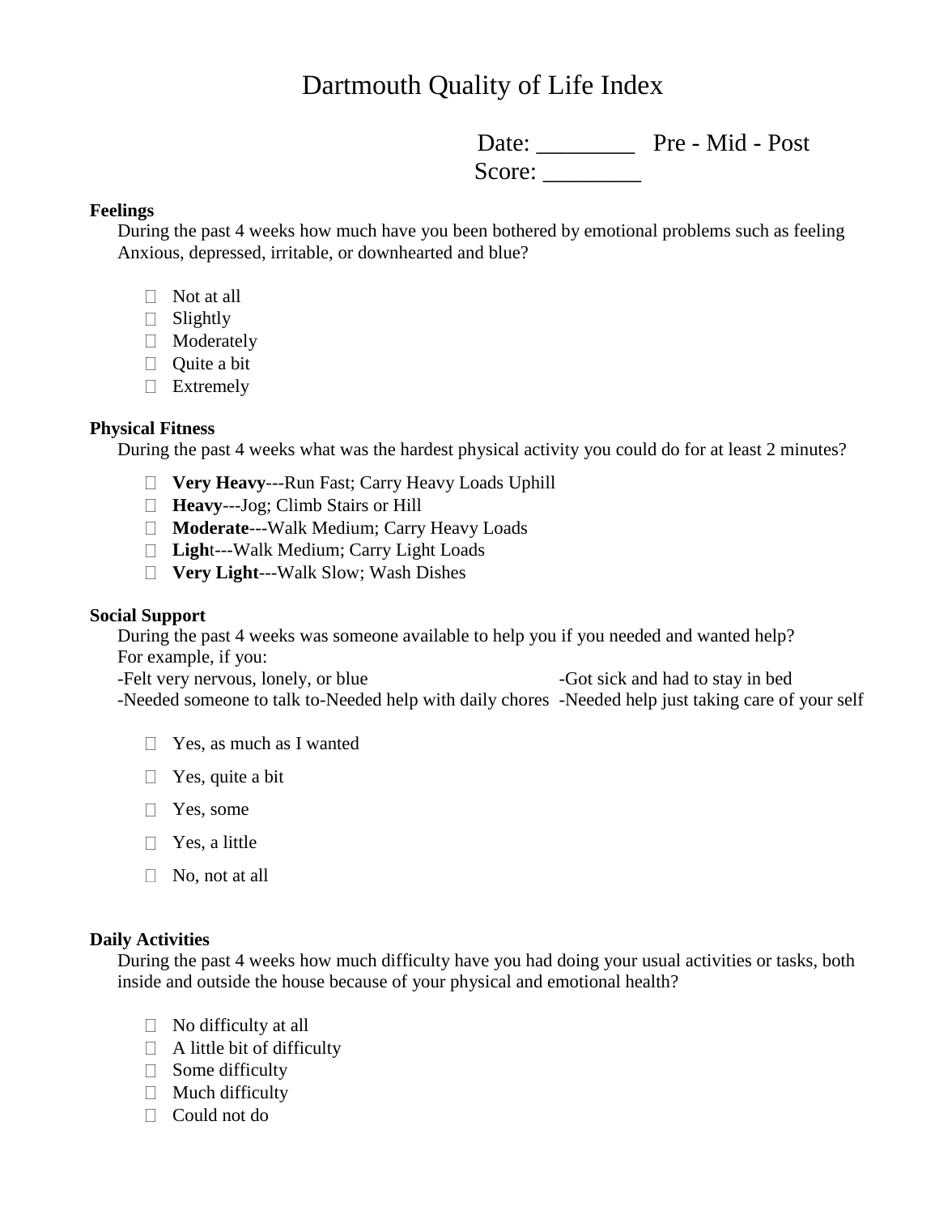# Dartmouth Quality of Life Index

Date: ________ Pre - Mid - Post
Score: ________

**Feelings**

During the past 4 weeks how much have you been bothered by emotional problems such as feeling Anxious, depressed, irritable, or downhearted and blue?

- ☐ Not at all
- ☐ Slightly
- ☐ Moderately
- ☐ Quite a bit
- ☐ Extremely

**Physical Fitness**

During the past 4 weeks what was the hardest physical activity you could do for at least 2 minutes?

- ☐ **Very Heavy**---Run Fast; Carry Heavy Loads Uphill
- ☐ **Heavy**---Jog; Climb Stairs or Hill
- ☐ **Moderate**---Walk Medium; Carry Heavy Loads
- ☐ **Ligh**t---Walk Medium; Carry Light Loads
- ☐ **Very Light**---Walk Slow; Wash Dishes

**Social Support**

During the past 4 weeks was someone available to help you if you needed and wanted help?
For example, if you:

-Felt very nervous, lonely, or blue
-Got sick and had to stay in bed
-Needed someone to talk to
-Needed help with daily chores
-Needed help just taking care of your self

- ☐ Yes, as much as I wanted
- ☐ Yes, quite a bit
- ☐ Yes, some
- ☐ Yes, a little
- ☐ No, not at all

**Daily Activities**

During the past 4 weeks how much difficulty have you had doing your usual activities or tasks, both inside and outside the house because of your physical and emotional health?

- ☐ No difficulty at all
- ☐ A little bit of difficulty
- ☐ Some difficulty
- ☐ Much difficulty
- ☐ Could not do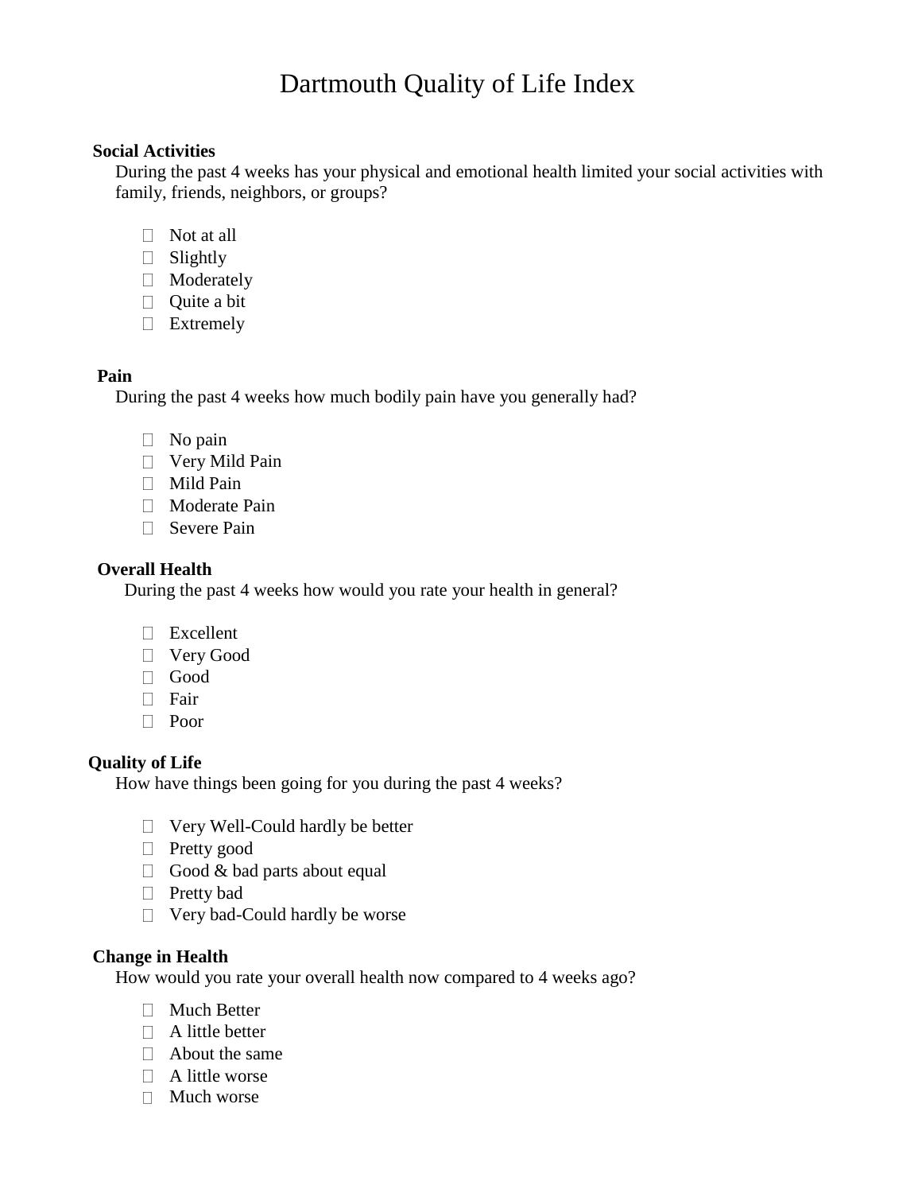# Dartmouth Quality of Life Index

**Social Activities**

During the past 4 weeks has your physical and emotional health limited your social activities with family, friends, neighbors, or groups?

- ☐ Not at all
- ☐ Slightly
- ☐ Moderately
- ☐ Quite a bit
- ☐ Extremely

**Pain**

During the past 4 weeks how much bodily pain have you generally had?

- ☐ No pain
- ☐ Very Mild Pain
- ☐ Mild Pain
- ☐ Moderate Pain
- ☐ Severe Pain

**Overall Health**

During the past 4 weeks how would you rate your health in general?

- ☐ Excellent
- ☐ Very Good
- ☐ Good
- ☐ Fair
- ☐ Poor

**Quality of Life**

How have things been going for you during the past 4 weeks?

- ☐ Very Well-Could hardly be better
- ☐ Pretty good
- ☐ Good & bad parts about equal
- ☐ Pretty bad
- ☐ Very bad-Could hardly be worse

**Change in Health**

How would you rate your overall health now compared to 4 weeks ago?

- ☐ Much Better
- ☐ A little better
- ☐ About the same
- ☐ A little worse
- ☐ Much worse